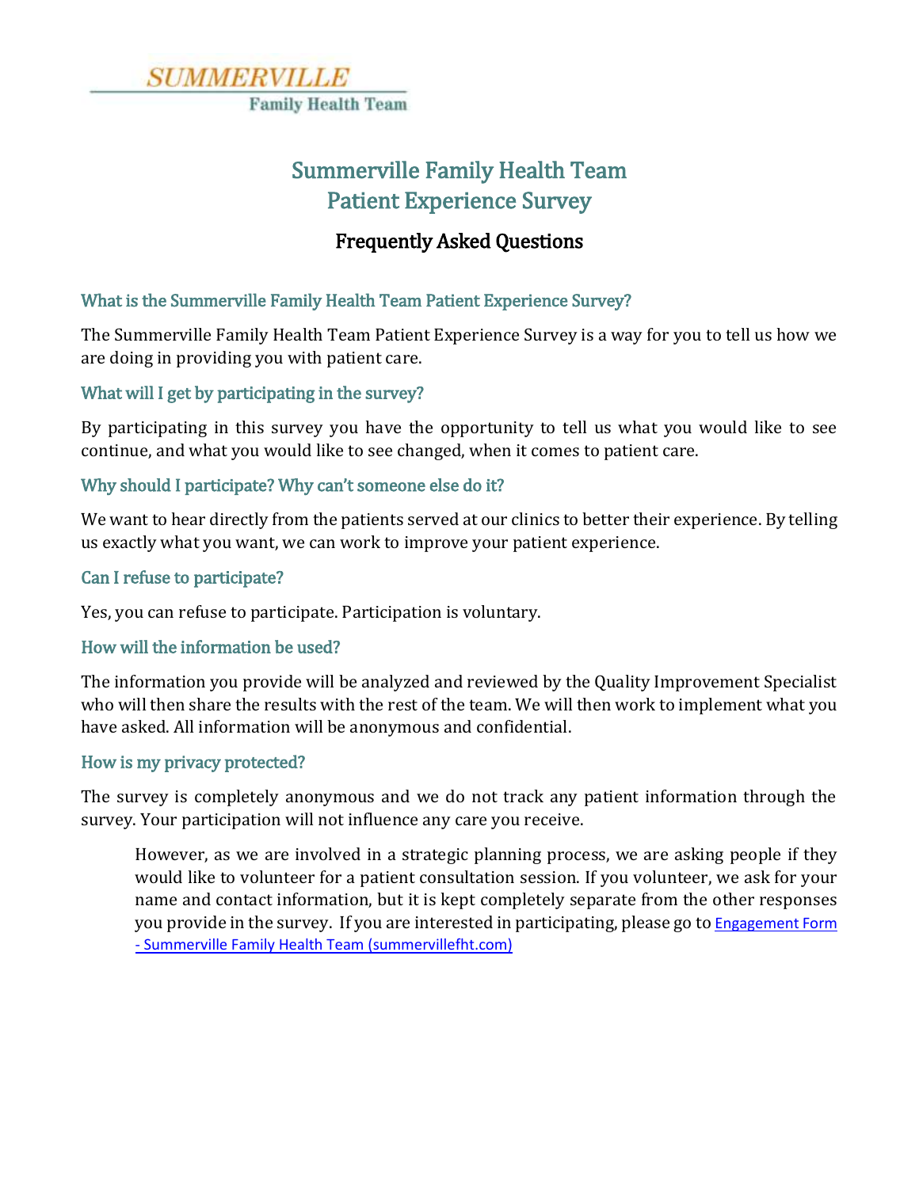SUMMERVILLE
Family Health Team

# Summerville Family Health Team
# Patient Experience Survey

## Frequently Asked Questions

### What is the Summerville Family Health Team Patient Experience Survey?

The Summerville Family Health Team Patient Experience Survey is a way for you to tell us how we are doing in providing you with patient care.

### What will I get by participating in the survey?

By participating in this survey you have the opportunity to tell us what you would like to see continue, and what you would like to see changed, when it comes to patient care.

### Why should I participate? Why can't someone else do it?

We want to hear directly from the patients served at our clinics to better their experience. By telling us exactly what you want, we can work to improve your patient experience.

### Can I refuse to participate?

Yes, you can refuse to participate. Participation is voluntary.

### How will the information be used?

The information you provide will be analyzed and reviewed by the Quality Improvement Specialist who will then share the results with the rest of the team. We will then work to implement what you have asked. All information will be anonymous and confidential.

### How is my privacy protected?

The survey is completely anonymous and we do not track any patient information through the survey. Your participation will not influence any care you receive.

> However, as we are involved in a strategic planning process, we are asking people if they would like to volunteer for a patient consultation session. If you volunteer, we ask for your name and contact information, but it is kept completely separate from the other responses you provide in the survey. If you are interested in participating, please go to Engagement Form - Summerville Family Health Team (summervillefht.com)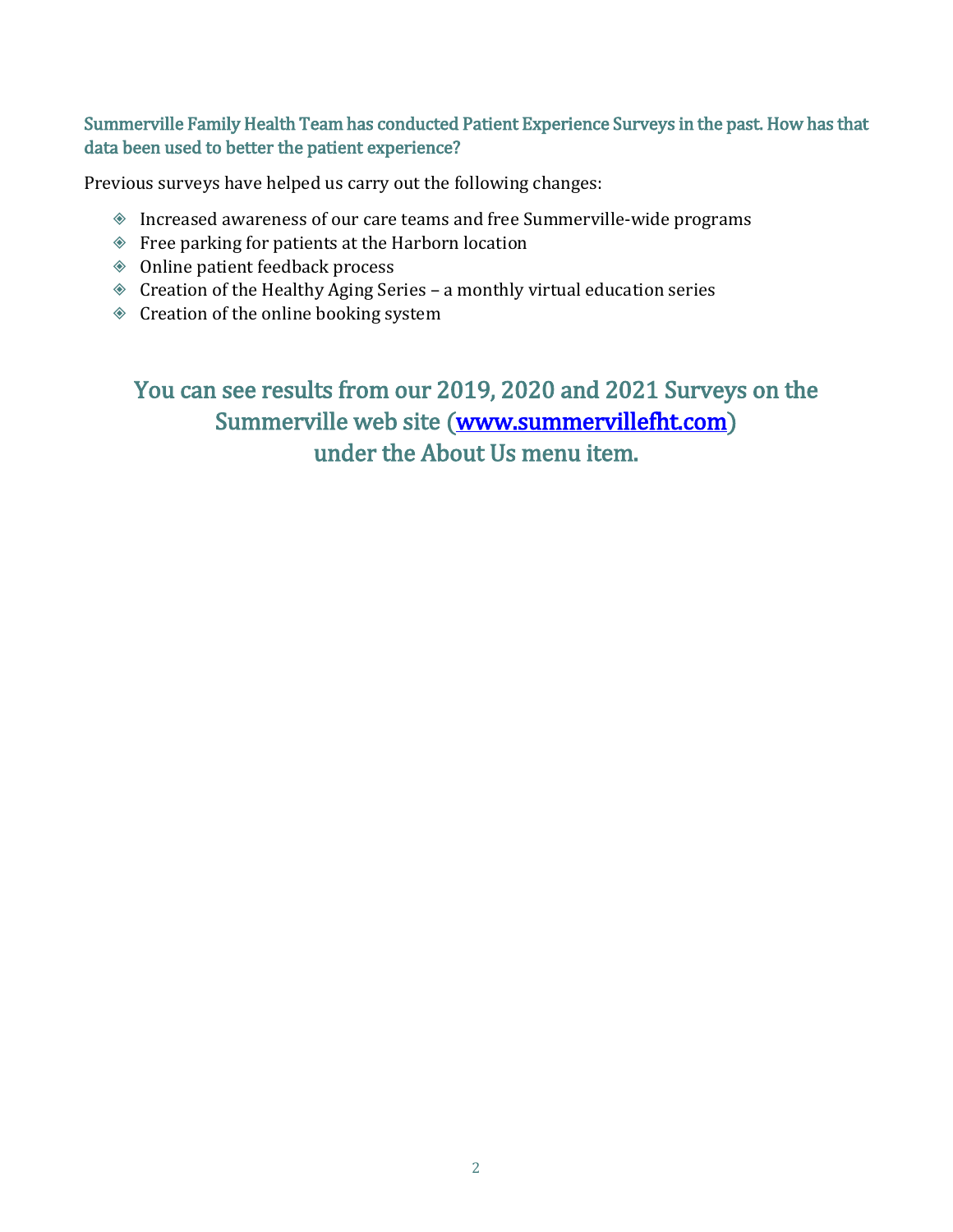### Summerville Family Health Team has conducted Patient Experience Surveys in the past. How has that data been used to better the patient experience?

Previous surveys have helped us carry out the following changes:

- Increased awareness of our care teams and free Summerville-wide programs
- Free parking for patients at the Harborn location
- Online patient feedback process
- Creation of the Healthy Aging Series – a monthly virtual education series
- Creation of the online booking system

## You can see results from our 2019, 2020 and 2021 Surveys on the Summerville web site ([www.summervillefht.com](http://www.summervillefht.com)) under the About Us menu item.